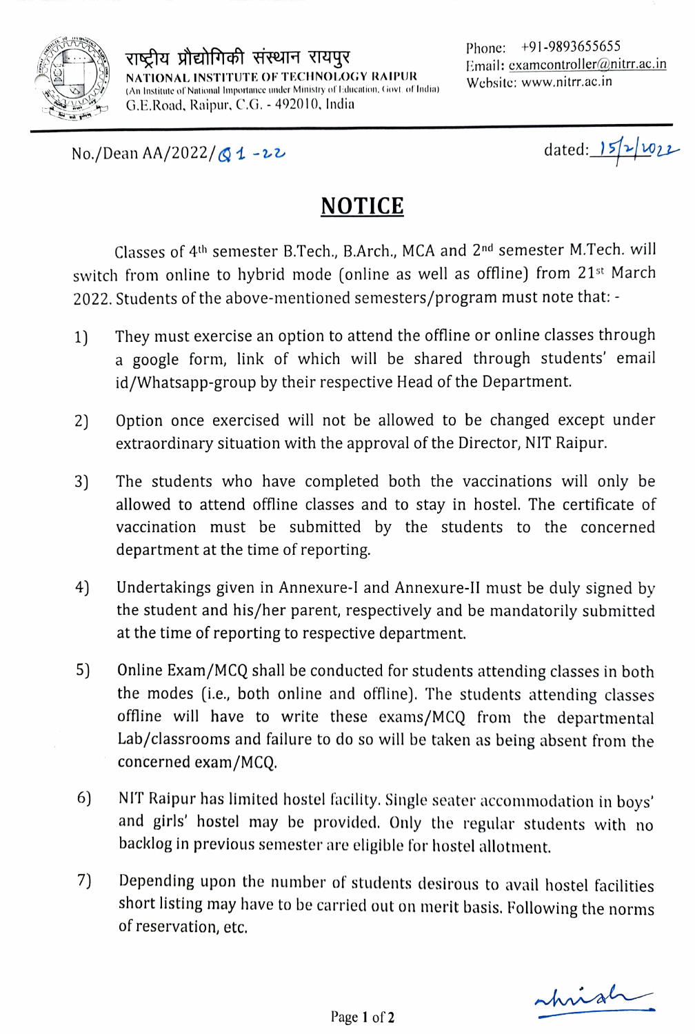राष्ट्रीय प्रौद्योगिकी संस्थान रायपुर
NATIONAL INSTITUTE OF TECHNOLOGY RAIPUR
(An Institute of National Importance under Ministry of Education, Govt. of India)
G.E.Road, Raipur, C.G. - 492010, India

Phone: +91-9893655655
Email: examcontroller@nitrr.ac.in
Website: www.nitrr.ac.in

No./Dean AA/2022/ 81 -22 dated: 15/2/2022

# NOTICE

Classes of 4th semester B.Tech., B.Arch., MCA and 2nd semester M.Tech. will switch from online to hybrid mode (online as well as offline) from 21st March 2022. Students of the above-mentioned semesters/program must note that: -

1) They must exercise an option to attend the offline or online classes through a google form, link of which will be shared through students' email id/Whatsapp-group by their respective Head of the Department.

2) Option once exercised will not be allowed to be changed except under extraordinary situation with the approval of the Director, NIT Raipur.

3) The students who have completed both the vaccinations will only be allowed to attend offline classes and to stay in hostel. The certificate of vaccination must be submitted by the students to the concerned department at the time of reporting.

4) Undertakings given in Annexure-I and Annexure-II must be duly signed by the student and his/her parent, respectively and be mandatorily submitted at the time of reporting to respective department.

5) Online Exam/MCQ shall be conducted for students attending classes in both the modes (i.e., both online and offline). The students attending classes offline will have to write these exams/MCQ from the departmental Lab/classrooms and failure to do so will be taken as being absent from the concerned exam/MCQ.

6) NIT Raipur has limited hostel facility. Single seater accommodation in boys' and girls' hostel may be provided. Only the regular students with no backlog in previous semester are eligible for hostel allotment.

7) Depending upon the number of students desirous to avail hostel facilities short listing may have to be carried out on merit basis. Following the norms of reservation, etc.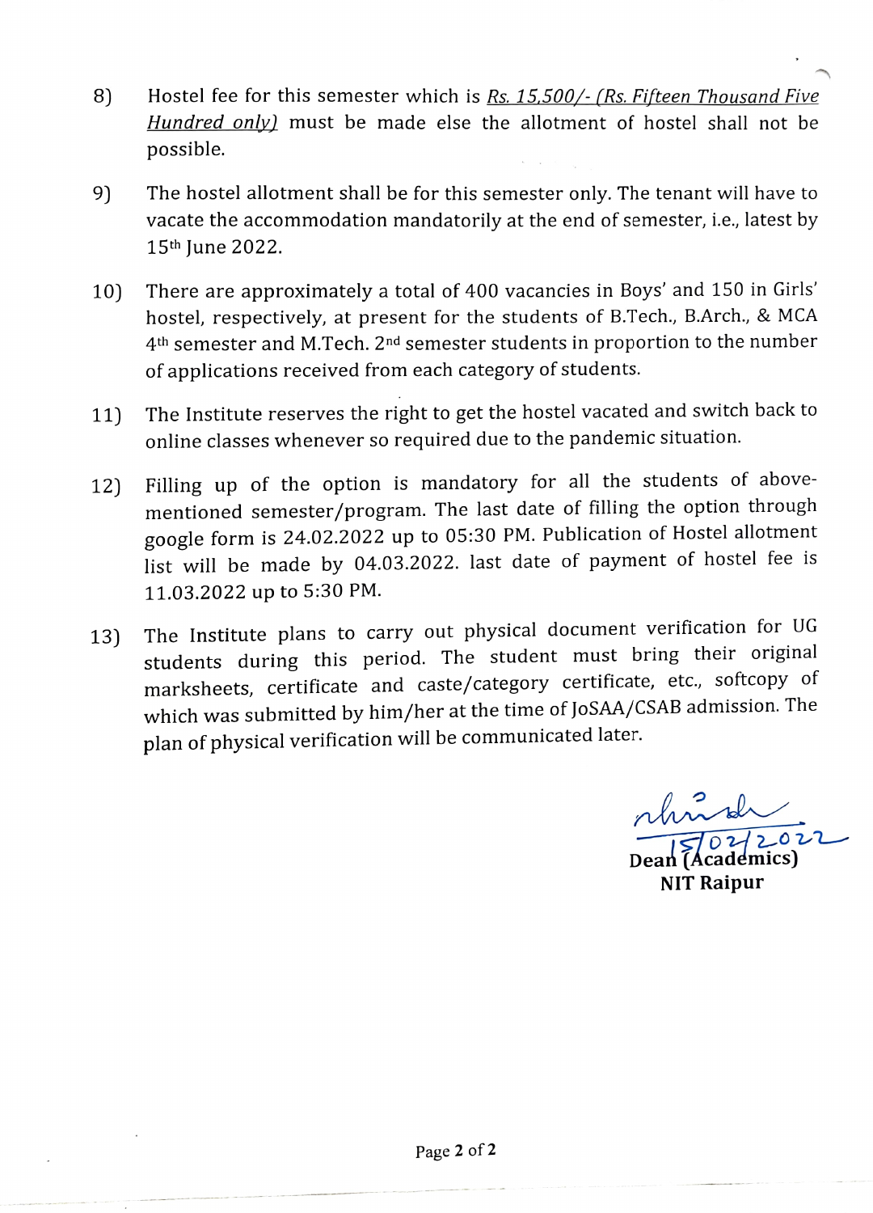8) Hostel fee for this semester which is *Rs. 15,500/- (Rs. Fifteen Thousand Five Hundred only)* must be made else the allotment of hostel shall not be possible.

9) The hostel allotment shall be for this semester only. The tenant will have to vacate the accommodation mandatorily at the end of semester, i.e., latest by 15th June 2022.

10) There are approximately a total of 400 vacancies in Boys' and 150 in Girls' hostel, respectively, at present for the students of B.Tech., B.Arch., & MCA 4th semester and M.Tech. 2nd semester students in proportion to the number of applications received from each category of students.

11) The Institute reserves the right to get the hostel vacated and switch back to online classes whenever so required due to the pandemic situation.

12) Filling up of the option is mandatory for all the students of above-mentioned semester/program. The last date of filling the option through google form is 24.02.2022 up to 05:30 PM. Publication of Hostel allotment list will be made by 04.03.2022. last date of payment of hostel fee is 11.03.2022 up to 5:30 PM.

13) The Institute plans to carry out physical document verification for UG students during this period. The student must bring their original marksheets, certificate and caste/category certificate, etc., softcopy of which was submitted by him/her at the time of JoSAA/CSAB admission. The plan of physical verification will be communicated later.

15/02/2022

**Dean (Academics)**
**NIT Raipur**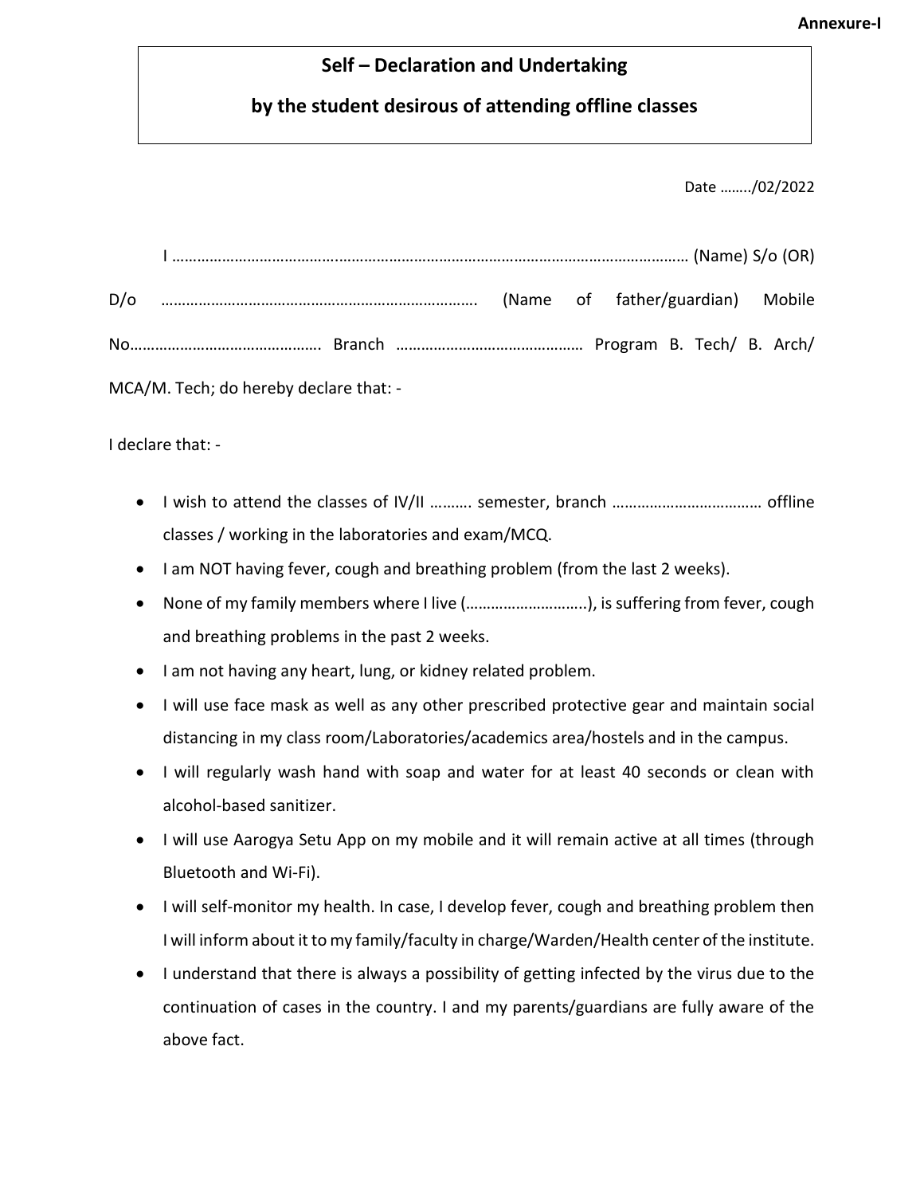**Annexure-I**

## Self – Declaration and Undertaking

## by the student desirous of attending offline classes

Date ……../02/2022

I ……………………………………………………………………………………………………………… (Name) S/o (OR) D/o ………………………………………………………………… (Name of father/guardian) Mobile No………………………………………. Branch ……………………………………… Program B. Tech/ B. Arch/ MCA/M. Tech; do hereby declare that: -

I declare that: -

- I wish to attend the classes of IV/II ………. semester, branch ……………………………… offline classes / working in the laboratories and exam/MCQ.
- I am NOT having fever, cough and breathing problem (from the last 2 weeks).
- None of my family members where I live (………………………..), is suffering from fever, cough and breathing problems in the past 2 weeks.
- I am not having any heart, lung, or kidney related problem.
- I will use face mask as well as any other prescribed protective gear and maintain social distancing in my class room/Laboratories/academics area/hostels and in the campus.
- I will regularly wash hand with soap and water for at least 40 seconds or clean with alcohol-based sanitizer.
- I will use Aarogya Setu App on my mobile and it will remain active at all times (through Bluetooth and Wi-Fi).
- I will self-monitor my health. In case, I develop fever, cough and breathing problem then I will inform about it to my family/faculty in charge/Warden/Health center of the institute.
- I understand that there is always a possibility of getting infected by the virus due to the continuation of cases in the country. I and my parents/guardians are fully aware of the above fact.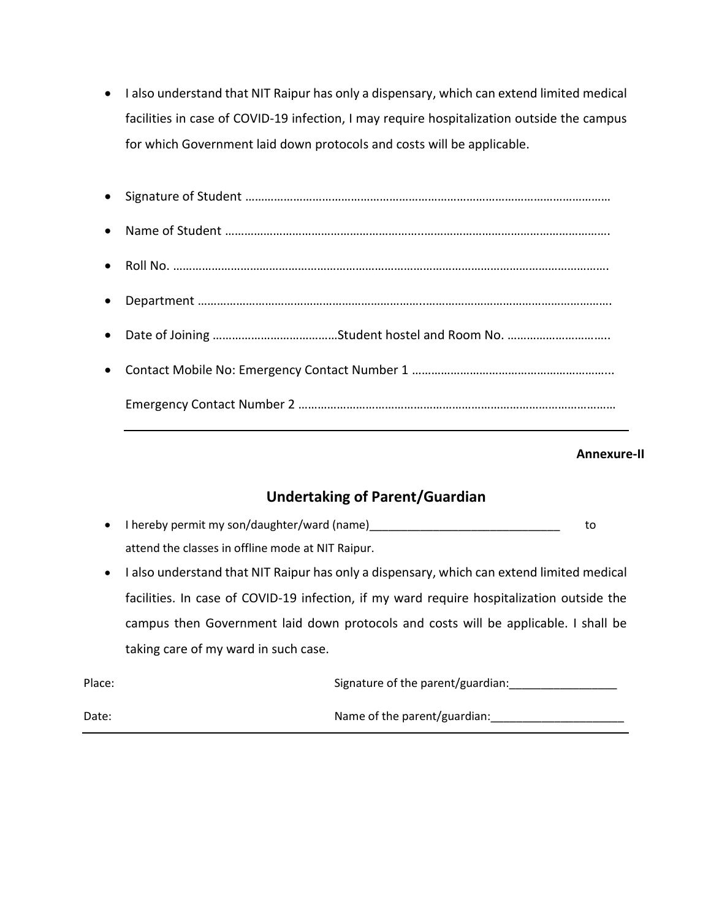- I also understand that NIT Raipur has only a dispensary, which can extend limited medical facilities in case of COVID-19 infection, I may require hospitalization outside the campus for which Government laid down protocols and costs will be applicable.

- Signature of Student ………………………………………………………………………………………………
- Name of Student ……………………………………………………………………………………………….
- Roll No. …………………………………………………………………………………………………………….
- Department …………………………………………………………………………………………………….
- Date of Joining …………………………………Student hostel and Room No. …………………………..
- Contact Mobile No: Emergency Contact Number 1 ……………………………………………………..

  Emergency Contact Number 2 ………………………………………………………………………………

---

**Annexure-II**

## Undertaking of Parent/Guardian

- I hereby permit my son/daughter/ward (name)_____________________________ to attend the classes in offline mode at NIT Raipur.
- I also understand that NIT Raipur has only a dispensary, which can extend limited medical facilities. In case of COVID-19 infection, if my ward require hospitalization outside the campus then Government laid down protocols and costs will be applicable. I shall be taking care of my ward in such case.

Place: Signature of the parent/guardian:_________________

Date: Name of the parent/guardian:_____________________